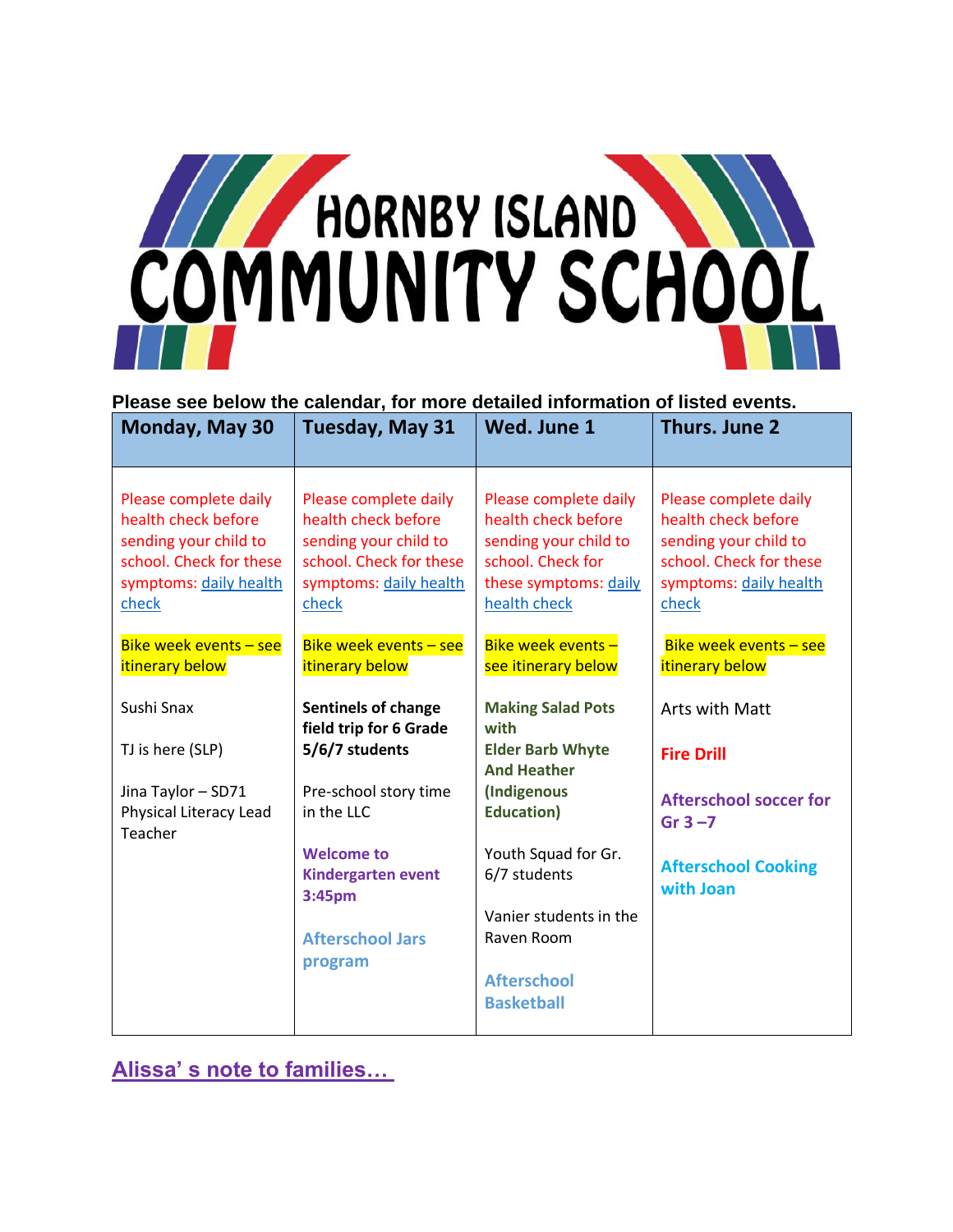# HORNBY ISLAND COMMUNITY SCHOOL

**Please see below the calendar, for more detailed information of listed events.**

| Monday, May 30 | Tuesday, May 31 | Wed. June 1 | Thurs. June 2 |
|---|---|---|---|
| Please complete daily health check before sending your child to school. Check for these symptoms: daily health check<br><br>Bike week events – see itinerary below<br><br>Sushi Snax<br><br>TJ is here (SLP)<br><br>Jina Taylor – SD71 Physical Literacy Lead Teacher | Please complete daily health check before sending your child to school. Check for these symptoms: daily health check<br><br>Bike week events – see itinerary below<br><br>**Sentinels of change field trip for 6 Grade 5/6/7 students**<br><br>Pre-school story time in the LLC<br><br>**Welcome to Kindergarten event 3:45pm**<br><br>**Afterschool Jars program** | Please complete daily health check before sending your child to school. Check for these symptoms: daily health check<br><br>Bike week events – see itinerary below<br><br>**Making Salad Pots with Elder Barb Whyte And Heather (Indigenous Education)**<br><br>Youth Squad for Gr. 6/7 students<br><br>Vanier students in the Raven Room<br><br>**Afterschool Basketball** | Please complete daily health check before sending your child to school. Check for these symptoms: daily health check<br><br>Bike week events – see itinerary below<br><br>Arts with Matt<br><br>**Fire Drill**<br><br>**Afterschool soccer for Gr 3 –7**<br><br>**Afterschool Cooking with Joan** |

## Alissa' s note to families…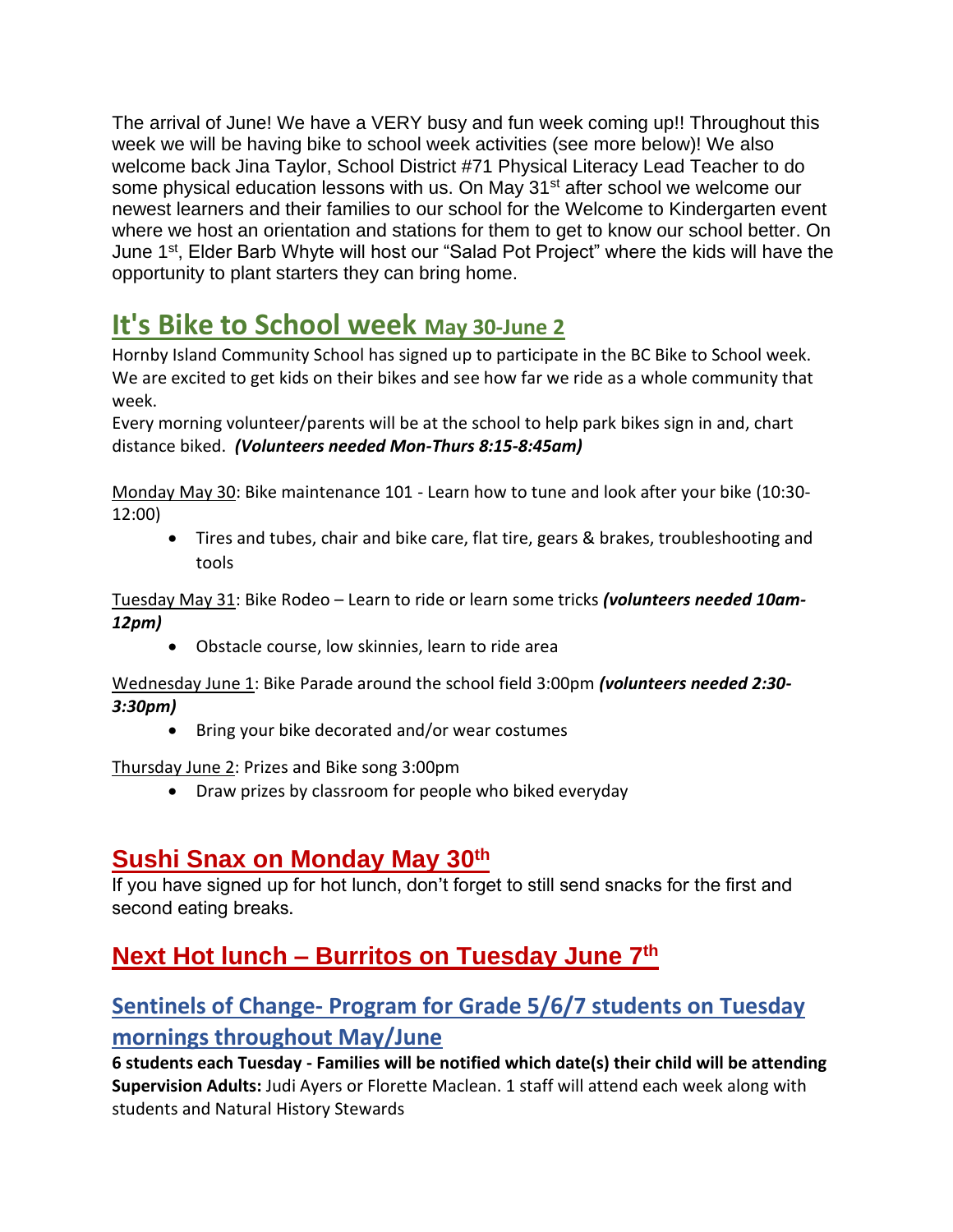The arrival of June! We have a VERY busy and fun week coming up!! Throughout this week we will be having bike to school week activities (see more below)! We also welcome back Jina Taylor, School District #71 Physical Literacy Lead Teacher to do some physical education lessons with us. On May 31st after school we welcome our newest learners and their families to our school for the Welcome to Kindergarten event where we host an orientation and stations for them to get to know our school better. On June 1st, Elder Barb Whyte will host our "Salad Pot Project" where the kids will have the opportunity to plant starters they can bring home.

## It's Bike to School week May 30-June 2

Hornby Island Community School has signed up to participate in the BC Bike to School week. We are excited to get kids on their bikes and see how far we ride as a whole community that week.

Every morning volunteer/parents will be at the school to help park bikes sign in and, chart distance biked. ***(Volunteers needed Mon-Thurs 8:15-8:45am)***

Monday May 30: Bike maintenance 101 - Learn how to tune and look after your bike (10:30-12:00)

- Tires and tubes, chair and bike care, flat tire, gears & brakes, troubleshooting and tools

Tuesday May 31: Bike Rodeo – Learn to ride or learn some tricks ***(volunteers needed 10am-12pm)***

- Obstacle course, low skinnies, learn to ride area

Wednesday June 1: Bike Parade around the school field 3:00pm ***(volunteers needed 2:30-3:30pm)***

- Bring your bike decorated and/or wear costumes

Thursday June 2: Prizes and Bike song 3:00pm

- Draw prizes by classroom for people who biked everyday

## Sushi Snax on Monday May 30th

If you have signed up for hot lunch, don't forget to still send snacks for the first and second eating breaks.

## Next Hot lunch – Burritos on Tuesday June 7th

## Sentinels of Change- Program for Grade 5/6/7 students on Tuesday mornings throughout May/June

**6 students each Tuesday - Families will be notified which date(s) their child will be attending**

**Supervision Adults:** Judi Ayers or Florette Maclean. 1 staff will attend each week along with students and Natural History Stewards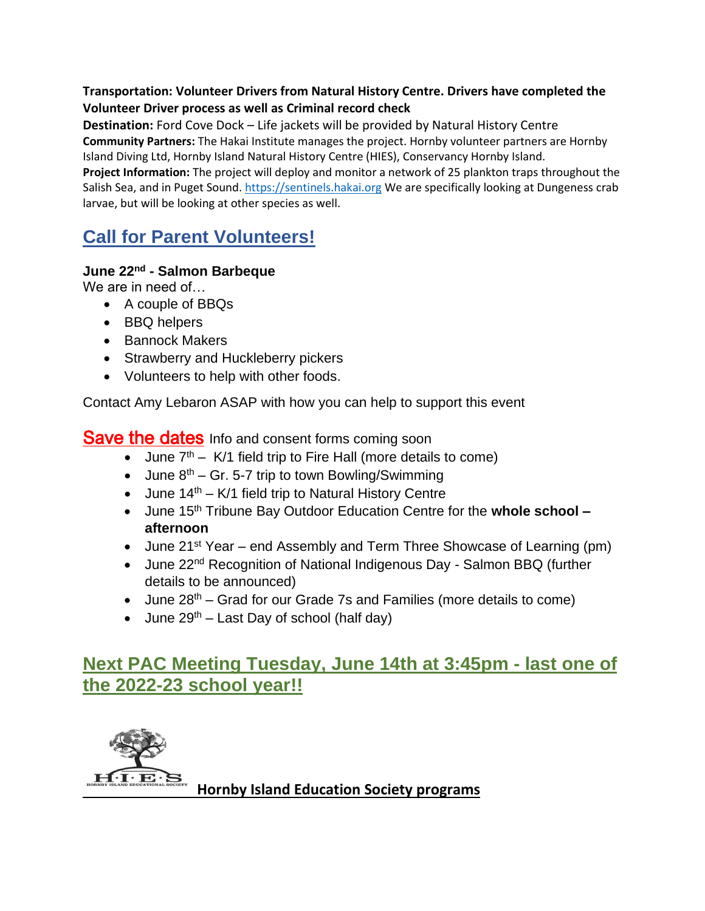**Transportation: Volunteer Drivers from Natural History Centre. Drivers have completed the Volunteer Driver process as well as Criminal record check**

**Destination:** Ford Cove Dock – Life jackets will be provided by Natural History Centre

**Community Partners:** The Hakai Institute manages the project. Hornby volunteer partners are Hornby Island Diving Ltd, Hornby Island Natural History Centre (HIES), Conservancy Hornby Island.

**Project Information:** The project will deploy and monitor a network of 25 plankton traps throughout the Salish Sea, and in Puget Sound. https://sentinels.hakai.org We are specifically looking at Dungeness crab larvae, but will be looking at other species as well.

## Call for Parent Volunteers!

**June 22nd - Salmon Barbeque**

We are in need of…

- A couple of BBQs
- BBQ helpers
- Bannock Makers
- Strawberry and Huckleberry pickers
- Volunteers to help with other foods.

Contact Amy Lebaron ASAP with how you can help to support this event

**Save the dates** Info and consent forms coming soon

- June 7th – K/1 field trip to Fire Hall (more details to come)
- June 8th – Gr. 5-7 trip to town Bowling/Swimming
- June 14th – K/1 field trip to Natural History Centre
- June 15th Tribune Bay Outdoor Education Centre for the **whole school – afternoon**
- June 21st Year – end Assembly and Term Three Showcase of Learning (pm)
- June 22nd Recognition of National Indigenous Day - Salmon BBQ (further details to be announced)
- June 28th – Grad for our Grade 7s and Families (more details to come)
- June 29th – Last Day of school (half day)

## Next PAC Meeting Tuesday, June 14th at 3:45pm - last one of the 2022-23 school year!!

H·I·E·S HORNBY ISLAND EDUCATIONAL SOCIETY

**Hornby Island Education Society programs**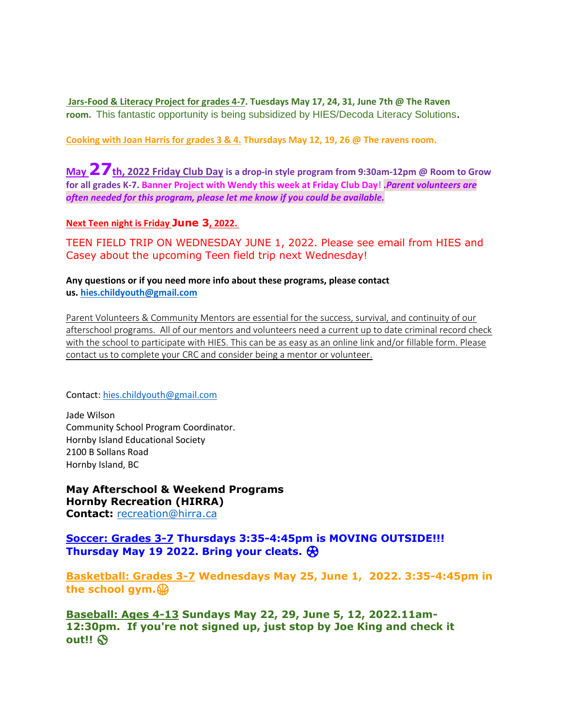**Jars-Food & Literacy Project for grades 4-7. Tuesdays May 17, 24, 31, June 7th @ The Raven room.** This fantastic opportunity is being subsidized by HIES/Decoda Literacy Solutions.

**Cooking with Joan Harris for grades 3 & 4. Thursdays May 12, 19, 26 @ The ravens room.**

**May 27th, 2022 Friday Club Day is a drop-in style program from 9:30am-12pm @ Room to Grow for all grades K-7. Banner Project with Wendy this week at Friday Club Day! .*Parent volunteers are often needed for this program, please let me know if you could be available.***

**Next Teen night is Friday June 3, 2022.**

TEEN FIELD TRIP ON WEDNESDAY JUNE 1, 2022. Please see email from HIES and Casey about the upcoming Teen field trip next Wednesday!

**Any questions or if you need more info about these programs, please contact us. hies.childyouth@gmail.com**

Parent Volunteers & Community Mentors are essential for the success, survival, and continuity of our afterschool programs. All of our mentors and volunteers need a current up to date criminal record check with the school to participate with HIES. This can be as easy as an online link and/or fillable form. Please contact us to complete your CRC and consider being a mentor or volunteer.

Contact: hies.childyouth@gmail.com

Jade Wilson
Community School Program Coordinator.
Hornby Island Educational Society
2100 B Sollans Road
Hornby Island, BC

**May Afterschool & Weekend Programs**
**Hornby Recreation (HIRRA)**
**Contact:** recreation@hirra.ca

**Soccer: Grades 3-7 Thursdays 3:35-4:45pm is MOVING OUTSIDE!!! Thursday May 19 2022. Bring your cleats.** ⚽

**Basketball: Grades 3-7 Wednesdays May 25, June 1, 2022. 3:35-4:45pm in the school gym.** 🏀

**Baseball: Ages 4-13 Sundays May 22, 29, June 5, 12, 2022.11am-12:30pm. If you're not signed up, just stop by Joe King and check it out!!** ⚾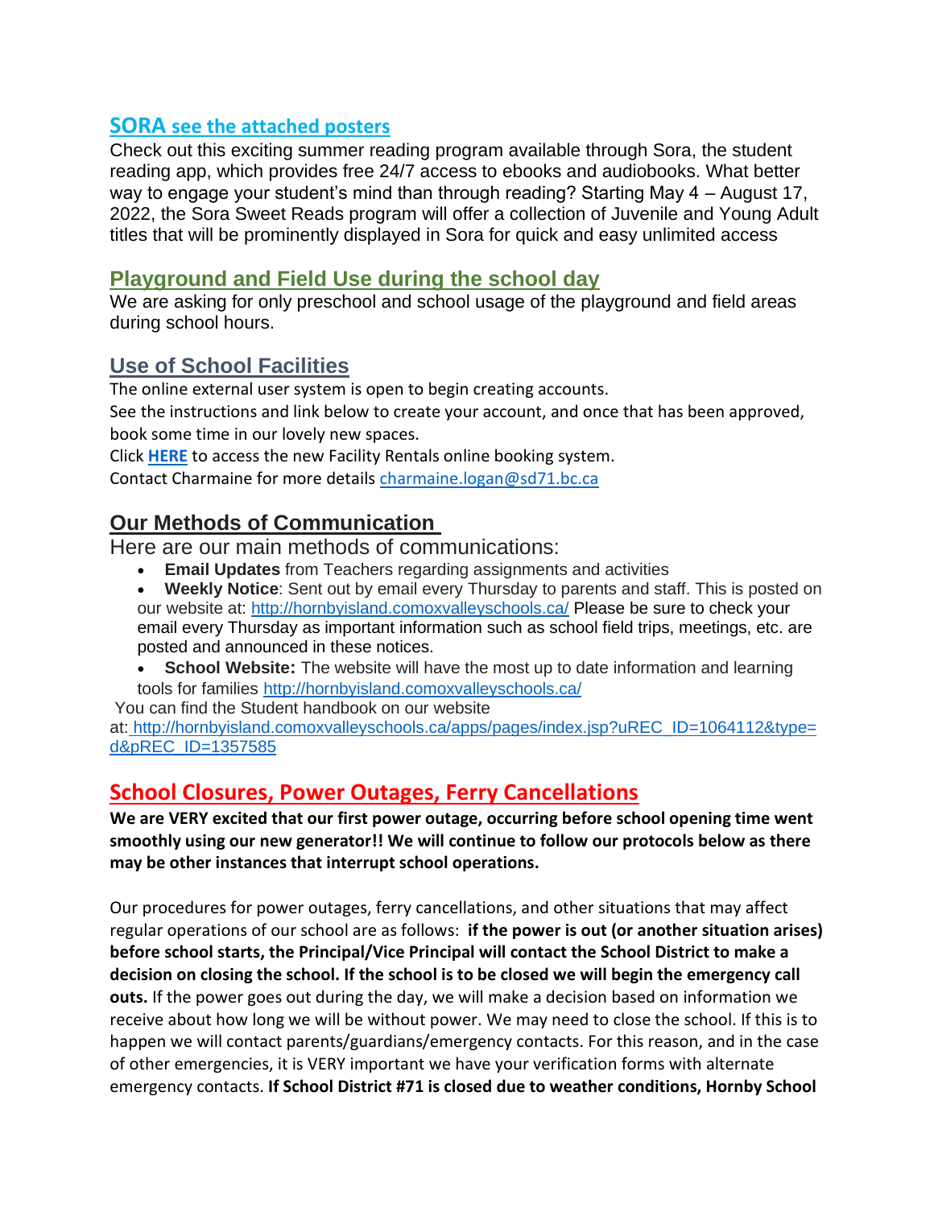## SORA see the attached posters

Check out this exciting summer reading program available through Sora, the student reading app, which provides free 24/7 access to ebooks and audiobooks. What better way to engage your student's mind than through reading? Starting May 4 – August 17, 2022, the Sora Sweet Reads program will offer a collection of Juvenile and Young Adult titles that will be prominently displayed in Sora for quick and easy unlimited access

## Playground and Field Use during the school day

We are asking for only preschool and school usage of the playground and field areas during school hours.

## Use of School Facilities

The online external user system is open to begin creating accounts.

See the instructions and link below to create your account, and once that has been approved, book some time in our lovely new spaces.

Click **HERE** to access the new Facility Rentals online booking system.

Contact Charmaine for more details charmaine.logan@sd71.bc.ca

## Our Methods of Communication

Here are our main methods of communications:

- **Email Updates** from Teachers regarding assignments and activities
- **Weekly Notice**: Sent out by email every Thursday to parents and staff. This is posted on our website at: http://hornbyisland.comoxvalleyschools.ca/ Please be sure to check your email every Thursday as important information such as school field trips, meetings, etc. are posted and announced in these notices.
- **School Website:** The website will have the most up to date information and learning tools for families http://hornbyisland.comoxvalleyschools.ca/

You can find the Student handbook on our website at: http://hornbyisland.comoxvalleyschools.ca/apps/pages/index.jsp?uREC_ID=1064112&type=d&pREC_ID=1357585

## School Closures, Power Outages, Ferry Cancellations

**We are VERY excited that our first power outage, occurring before school opening time went smoothly using our new generator!! We will continue to follow our protocols below as there may be other instances that interrupt school operations.**

Our procedures for power outages, ferry cancellations, and other situations that may affect regular operations of our school are as follows: **if the power is out (or another situation arises) before school starts, the Principal/Vice Principal will contact the School District to make a decision on closing the school. If the school is to be closed we will begin the emergency call outs.** If the power goes out during the day, we will make a decision based on information we receive about how long we will be without power. We may need to close the school. If this is to happen we will contact parents/guardians/emergency contacts. For this reason, and in the case of other emergencies, it is VERY important we have your verification forms with alternate emergency contacts. **If School District #71 is closed due to weather conditions, Hornby School**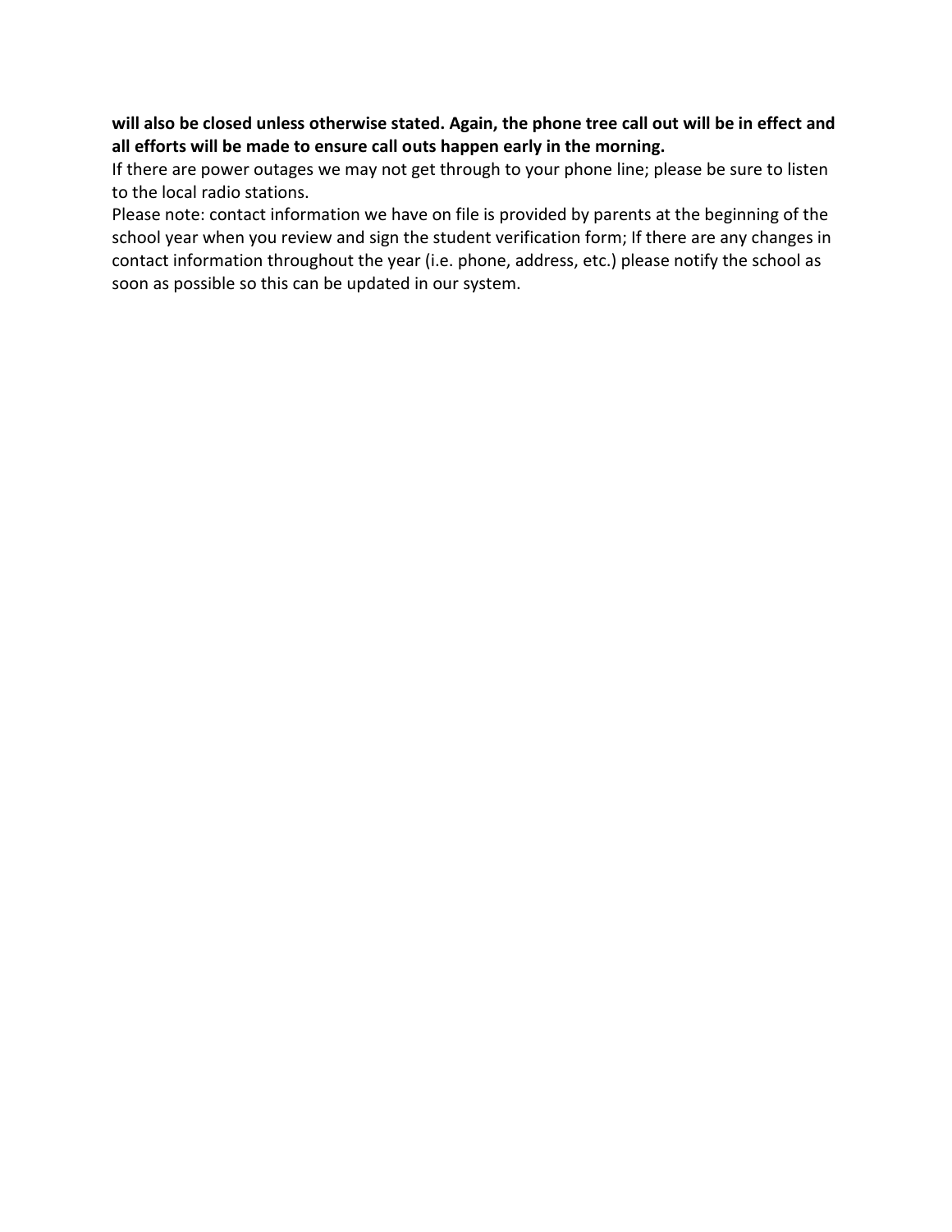**will also be closed unless otherwise stated. Again, the phone tree call out will be in effect and all efforts will be made to ensure call outs happen early in the morning.**

If there are power outages we may not get through to your phone line; please be sure to listen to the local radio stations.

Please note: contact information we have on file is provided by parents at the beginning of the school year when you review and sign the student verification form; If there are any changes in contact information throughout the year (i.e. phone, address, etc.) please notify the school as soon as possible so this can be updated in our system.